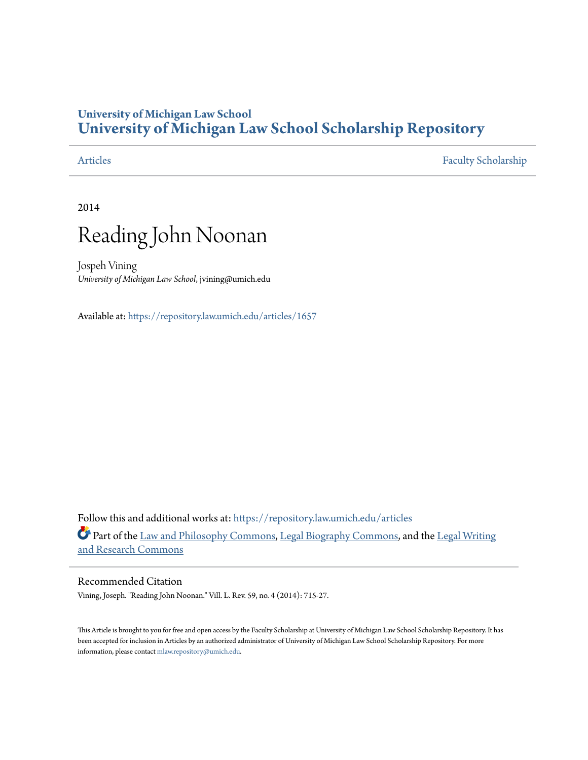# University of Michigan Law School
# University of Michigan Law School Scholarship Repository

Articles | Faculty Scholarship

2014

# Reading John Noonan

Jospeh Vining
*University of Michigan Law School*, jvining@umich.edu

Available at: https://repository.law.umich.edu/articles/1657

Follow this and additional works at: https://repository.law.umich.edu/articles

Part of the Law and Philosophy Commons, Legal Biography Commons, and the Legal Writing and Research Commons

## Recommended Citation

Vining, Joseph. "Reading John Noonan." Vill. L. Rev. 59, no. 4 (2014): 715-27.

This Article is brought to you for free and open access by the Faculty Scholarship at University of Michigan Law School Scholarship Repository. It has been accepted for inclusion in Articles by an authorized administrator of University of Michigan Law School Scholarship Repository. For more information, please contact mlaw.repository@umich.edu.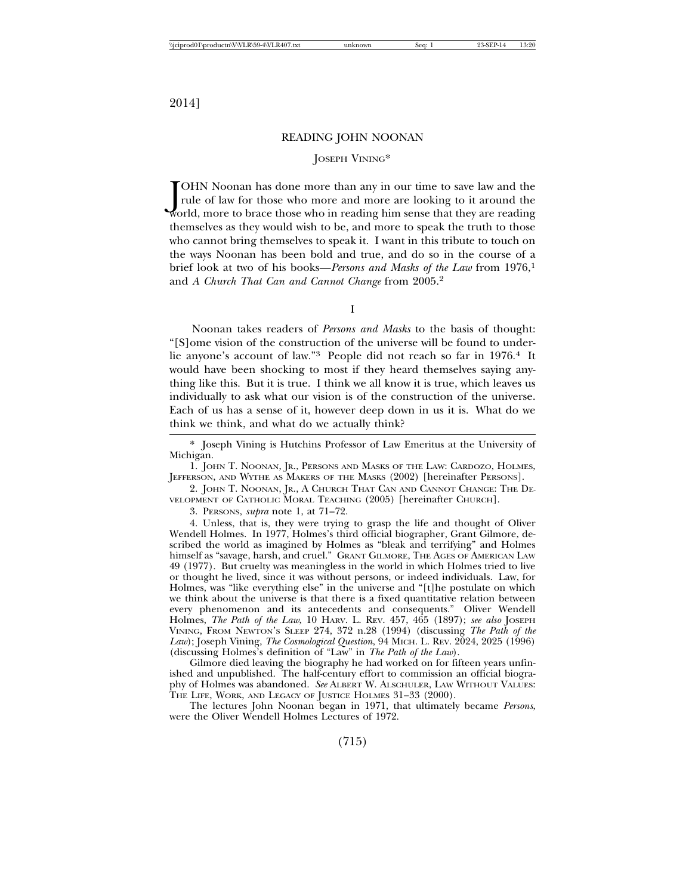# READING JOHN NOONAN

## Joseph Vining*

JOHN Noonan has done more than any in our time to save law and the rule of law for those who more and more are looking to it around the world, more to brace those who in reading him sense that they are reading themselves as they would wish to be, and more to speak the truth to those who cannot bring themselves to speak it. I want in this tribute to touch on the ways Noonan has been bold and true, and do so in the course of a brief look at two of his books—*Persons and Masks of the Law* from 1976,[1] and *A Church That Can and Cannot Change* from 2005.[2]

### I

Noonan takes readers of *Persons and Masks* to the basis of thought: "[S]ome vision of the construction of the universe will be found to underlie anyone's account of law."[3] People did not reach so far in 1976.[4] It would have been shocking to most if they heard themselves saying anything like this. But it is true. I think we all know it is true, which leaves us individually to ask what our vision is of the construction of the universe. Each of us has a sense of it, however deep down in us it is. What do we think we think, and what do we actually think?

---

\* Joseph Vining is Hutchins Professor of Law Emeritus at the University of Michigan.

1. John T. Noonan, Jr., Persons and Masks of the Law: Cardozo, Holmes, Jefferson, and Wythe as Makers of the Masks (2002) [hereinafter Persons].

2. John T. Noonan, Jr., A Church That Can and Cannot Change: The Development of Catholic Moral Teaching (2005) [hereinafter Church].

3. Persons, *supra* note 1, at 71–72.

4. Unless, that is, they were trying to grasp the life and thought of Oliver Wendell Holmes. In 1977, Holmes's third official biographer, Grant Gilmore, described the world as imagined by Holmes as "bleak and terrifying" and Holmes himself as "savage, harsh, and cruel." Grant Gilmore, The Ages of American Law 49 (1977). But cruelty was meaningless in the world in which Holmes tried to live or thought he lived, since it was without persons, or indeed individuals. Law, for Holmes, was "like everything else" in the universe and "[t]he postulate on which we think about the universe is that there is a fixed quantitative relation between every phenomenon and its antecedents and consequents." Oliver Wendell Holmes, *The Path of the Law*, 10 Harv. L. Rev. 457, 465 (1897); *see also* Joseph Vining, From Newton's Sleep 274, 372 n.28 (1994) (discussing *The Path of the Law*); Joseph Vining, *The Cosmological Question*, 94 Mich. L. Rev. 2024, 2025 (1996) (discussing Holmes's definition of "Law" in *The Path of the Law*).

Gilmore died leaving the biography he had worked on for fifteen years unfinished and unpublished. The half-century effort to commission an official biography of Holmes was abandoned. *See* Albert W. Alschuler, Law Without Values: The Life, Work, and Legacy of Justice Holmes 31–33 (2000).

The lectures John Noonan began in 1971, that ultimately became *Persons*, were the Oliver Wendell Holmes Lectures of 1972.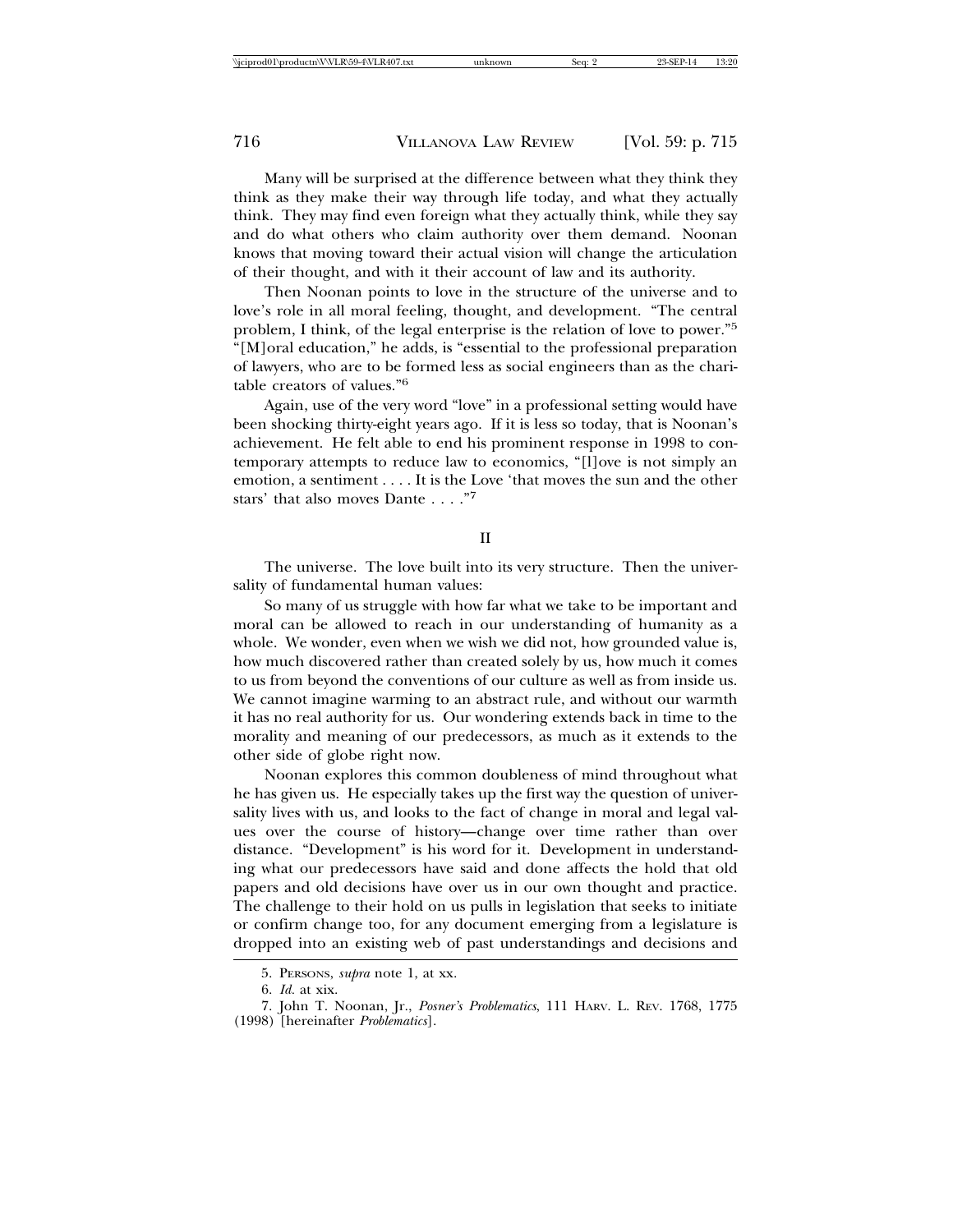Many will be surprised at the difference between what they think they think as they make their way through life today, and what they actually think. They may find even foreign what they actually think, while they say and do what others who claim authority over them demand. Noonan knows that moving toward their actual vision will change the articulation of their thought, and with it their account of law and its authority.

Then Noonan points to love in the structure of the universe and to love's role in all moral feeling, thought, and development. "The central problem, I think, of the legal enterprise is the relation of love to power."[5] "[M]oral education," he adds, is "essential to the professional preparation of lawyers, who are to be formed less as social engineers than as the charitable creators of values."[6]

Again, use of the very word "love" in a professional setting would have been shocking thirty-eight years ago. If it is less so today, that is Noonan's achievement. He felt able to end his prominent response in 1998 to contemporary attempts to reduce law to economics, "[l]ove is not simply an emotion, a sentiment . . . . It is the Love 'that moves the sun and the other stars' that also moves Dante . . . ."[7]

## II

The universe. The love built into its very structure. Then the universality of fundamental human values:

So many of us struggle with how far what we take to be important and moral can be allowed to reach in our understanding of humanity as a whole. We wonder, even when we wish we did not, how grounded value is, how much discovered rather than created solely by us, how much it comes to us from beyond the conventions of our culture as well as from inside us. We cannot imagine warming to an abstract rule, and without our warmth it has no real authority for us. Our wondering extends back in time to the morality and meaning of our predecessors, as much as it extends to the other side of globe right now.

Noonan explores this common doubleness of mind throughout what he has given us. He especially takes up the first way the question of universality lives with us, and looks to the fact of change in moral and legal values over the course of history—change over time rather than over distance. "Development" is his word for it. Development in understanding what our predecessors have said and done affects the hold that old papers and old decisions have over us in our own thought and practice. The challenge to their hold on us pulls in legislation that seeks to initiate or confirm change too, for any document emerging from a legislature is dropped into an existing web of past understandings and decisions and

5. PERSONS, *supra* note 1, at xx.

6. *Id.* at xix.

7. John T. Noonan, Jr., *Posner's Problematics*, 111 HARV. L. REV. 1768, 1775 (1998) [hereinafter *Problematics*].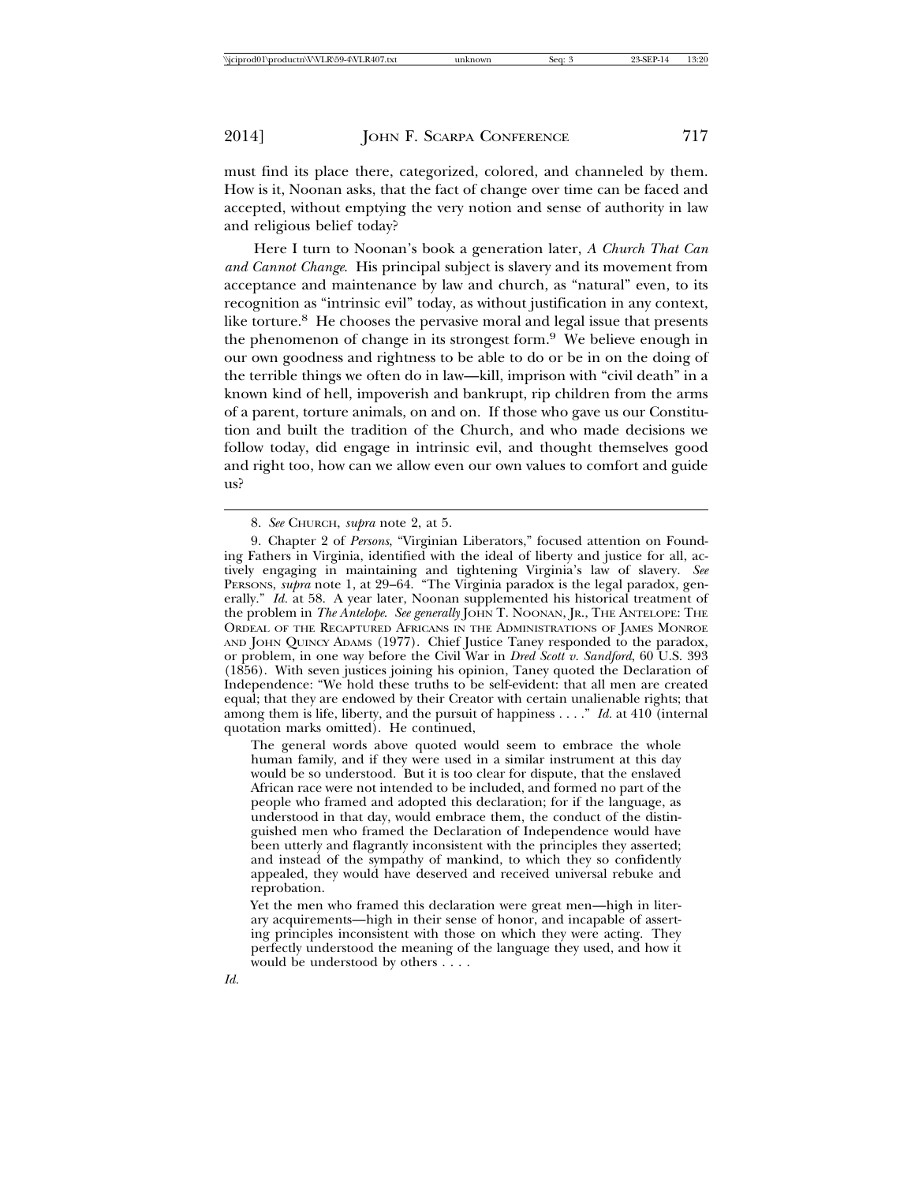must find its place there, categorized, colored, and channeled by them. How is it, Noonan asks, that the fact of change over time can be faced and accepted, without emptying the very notion and sense of authority in law and religious belief today?

Here I turn to Noonan's book a generation later, *A Church That Can and Cannot Change*. His principal subject is slavery and its movement from acceptance and maintenance by law and church, as "natural" even, to its recognition as "intrinsic evil" today, as without justification in any context, like torture.[8] He chooses the pervasive moral and legal issue that presents the phenomenon of change in its strongest form.[9] We believe enough in our own goodness and rightness to be able to do or be in on the doing of the terrible things we often do in law—kill, imprison with "civil death" in a known kind of hell, impoverish and bankrupt, rip children from the arms of a parent, torture animals, on and on. If those who gave us our Constitution and built the tradition of the Church, and who made decisions we follow today, did engage in intrinsic evil, and thought themselves good and right too, how can we allow even our own values to comfort and guide us?

---

8. *See* CHURCH, *supra* note 2, at 5.

9. Chapter 2 of *Persons*, "Virginian Liberators," focused attention on Founding Fathers in Virginia, identified with the ideal of liberty and justice for all, actively engaging in maintaining and tightening Virginia's law of slavery. *See* PERSONS, *supra* note 1, at 29–64. "The Virginia paradox is the legal paradox, generally." *Id.* at 58. A year later, Noonan supplemented his historical treatment of the problem in *The Antelope*. *See generally* JOHN T. NOONAN, JR., THE ANTELOPE: THE ORDEAL OF THE RECAPTURED AFRICANS IN THE ADMINISTRATIONS OF JAMES MONROE AND JOHN QUINCY ADAMS (1977). Chief Justice Taney responded to the paradox, or problem, in one way before the Civil War in *Dred Scott v. Sandford*, 60 U.S. 393 (1856). With seven justices joining his opinion, Taney quoted the Declaration of Independence: "We hold these truths to be self-evident: that all men are created equal; that they are endowed by their Creator with certain unalienable rights; that among them is life, liberty, and the pursuit of happiness . . . ." *Id.* at 410 (internal quotation marks omitted). He continued,

> The general words above quoted would seem to embrace the whole human family, and if they were used in a similar instrument at this day would be so understood. But it is too clear for dispute, that the enslaved African race were not intended to be included, and formed no part of the people who framed and adopted this declaration; for if the language, as understood in that day, would embrace them, the conduct of the distinguished men who framed the Declaration of Independence would have been utterly and flagrantly inconsistent with the principles they asserted; and instead of the sympathy of mankind, to which they so confidently appealed, they would have deserved and received universal rebuke and reprobation.
>
> Yet the men who framed this declaration were great men—high in literary acquirements—high in their sense of honor, and incapable of asserting principles inconsistent with those on which they were acting. They perfectly understood the meaning of the language they used, and how it would be understood by others . . . .

*Id.*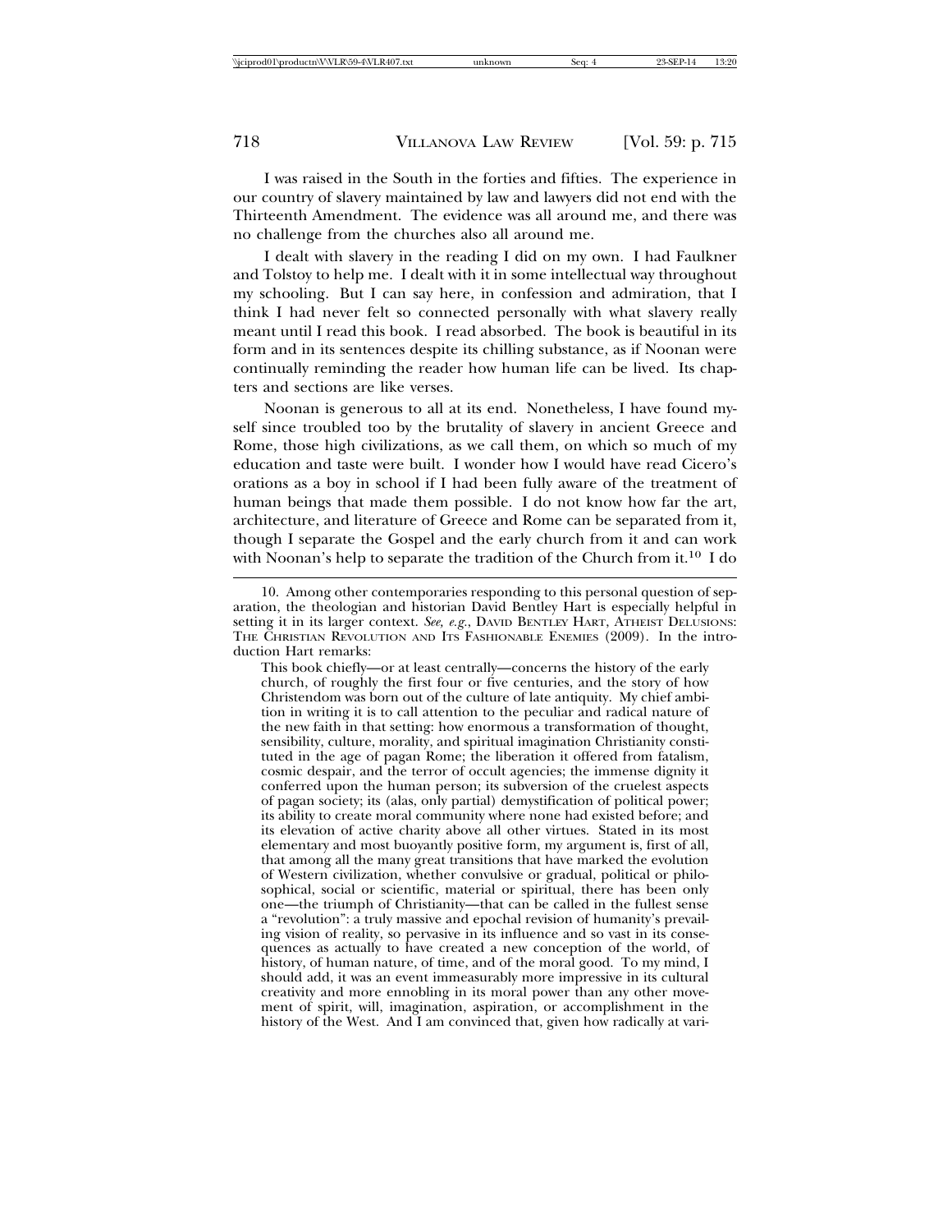I was raised in the South in the forties and fifties. The experience in our country of slavery maintained by law and lawyers did not end with the Thirteenth Amendment. The evidence was all around me, and there was no challenge from the churches also all around me.

I dealt with slavery in the reading I did on my own. I had Faulkner and Tolstoy to help me. I dealt with it in some intellectual way throughout my schooling. But I can say here, in confession and admiration, that I think I had never felt so connected personally with what slavery really meant until I read this book. I read absorbed. The book is beautiful in its form and in its sentences despite its chilling substance, as if Noonan were continually reminding the reader how human life can be lived. Its chapters and sections are like verses.

Noonan is generous to all at its end. Nonetheless, I have found myself since troubled too by the brutality of slavery in ancient Greece and Rome, those high civilizations, as we call them, on which so much of my education and taste were built. I wonder how I would have read Cicero's orations as a boy in school if I had been fully aware of the treatment of human beings that made them possible. I do not know how far the art, architecture, and literature of Greece and Rome can be separated from it, though I separate the Gospel and the early church from it and can work with Noonan's help to separate the tradition of the Church from it.[10] I do

---

10. Among other contemporaries responding to this personal question of separation, the theologian and historian David Bentley Hart is especially helpful in setting it in its larger context. *See, e.g.*, DAVID BENTLEY HART, ATHEIST DELUSIONS: THE CHRISTIAN REVOLUTION AND ITS FASHIONABLE ENEMIES (2009). In the introduction Hart remarks:

> This book chiefly—or at least centrally—concerns the history of the early church, of roughly the first four or five centuries, and the story of how Christendom was born out of the culture of late antiquity. My chief ambition in writing it is to call attention to the peculiar and radical nature of the new faith in that setting: how enormous a transformation of thought, sensibility, culture, morality, and spiritual imagination Christianity constituted in the age of pagan Rome; the liberation it offered from fatalism, cosmic despair, and the terror of occult agencies; the immense dignity it conferred upon the human person; its subversion of the cruelest aspects of pagan society; its (alas, only partial) demystification of political power; its ability to create moral community where none had existed before; and its elevation of active charity above all other virtues. Stated in its most elementary and most buoyantly positive form, my argument is, first of all, that among all the many great transitions that have marked the evolution of Western civilization, whether convulsive or gradual, political or philosophical, social or scientific, material or spiritual, there has been only one—the triumph of Christianity—that can be called in the fullest sense a "revolution": a truly massive and epochal revision of humanity's prevailing vision of reality, so pervasive in its influence and so vast in its consequences as actually to have created a new conception of the world, of history, of human nature, of time, and of the moral good. To my mind, I should add, it was an event immeasurably more impressive in its cultural creativity and more ennobling in its moral power than any other movement of spirit, will, imagination, aspiration, or accomplishment in the history of the West. And I am convinced that, given how radically at vari-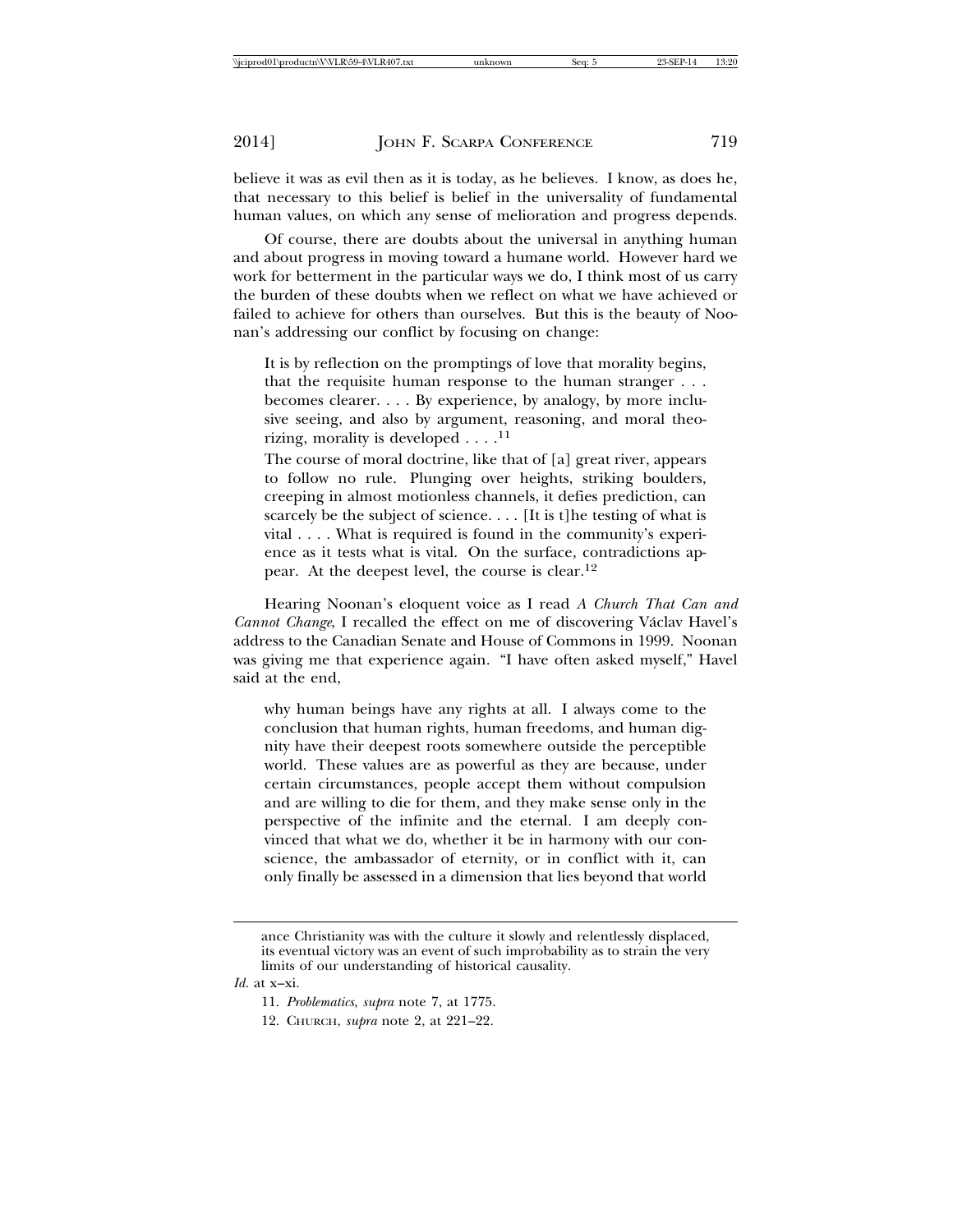believe it was as evil then as it is today, as he believes. I know, as does he, that necessary to this belief is belief in the universality of fundamental human values, on which any sense of melioration and progress depends.

Of course, there are doubts about the universal in anything human and about progress in moving toward a humane world. However hard we work for betterment in the particular ways we do, I think most of us carry the burden of these doubts when we reflect on what we have achieved or failed to achieve for others than ourselves. But this is the beauty of Noonan's addressing our conflict by focusing on change:

> It is by reflection on the promptings of love that morality begins, that the requisite human response to the human stranger . . . becomes clearer. . . . By experience, by analogy, by more inclusive seeing, and also by argument, reasoning, and moral theorizing, morality is developed . . . .[11]
>
> The course of moral doctrine, like that of [a] great river, appears to follow no rule. Plunging over heights, striking boulders, creeping in almost motionless channels, it defies prediction, can scarcely be the subject of science. . . . [It is t]he testing of what is vital . . . . What is required is found in the community's experience as it tests what is vital. On the surface, contradictions appear. At the deepest level, the course is clear.[12]

Hearing Noonan's eloquent voice as I read *A Church That Can and Cannot Change*, I recalled the effect on me of discovering Václav Havel's address to the Canadian Senate and House of Commons in 1999. Noonan was giving me that experience again. "I have often asked myself," Havel said at the end,

> why human beings have any rights at all. I always come to the conclusion that human rights, human freedoms, and human dignity have their deepest roots somewhere outside the perceptible world. These values are as powerful as they are because, under certain circumstances, people accept them without compulsion and are willing to die for them, and they make sense only in the perspective of the infinite and the eternal. I am deeply convinced that what we do, whether it be in harmony with our conscience, the ambassador of eternity, or in conflict with it, can only finally be assessed in a dimension that lies beyond that world

---

ance Christianity was with the culture it slowly and relentlessly displaced, its eventual victory was an event of such improbability as to strain the very limits of our understanding of historical causality.

*Id.* at x–xi.

11. *Problematics*, *supra* note 7, at 1775.

12. CHURCH, *supra* note 2, at 221–22.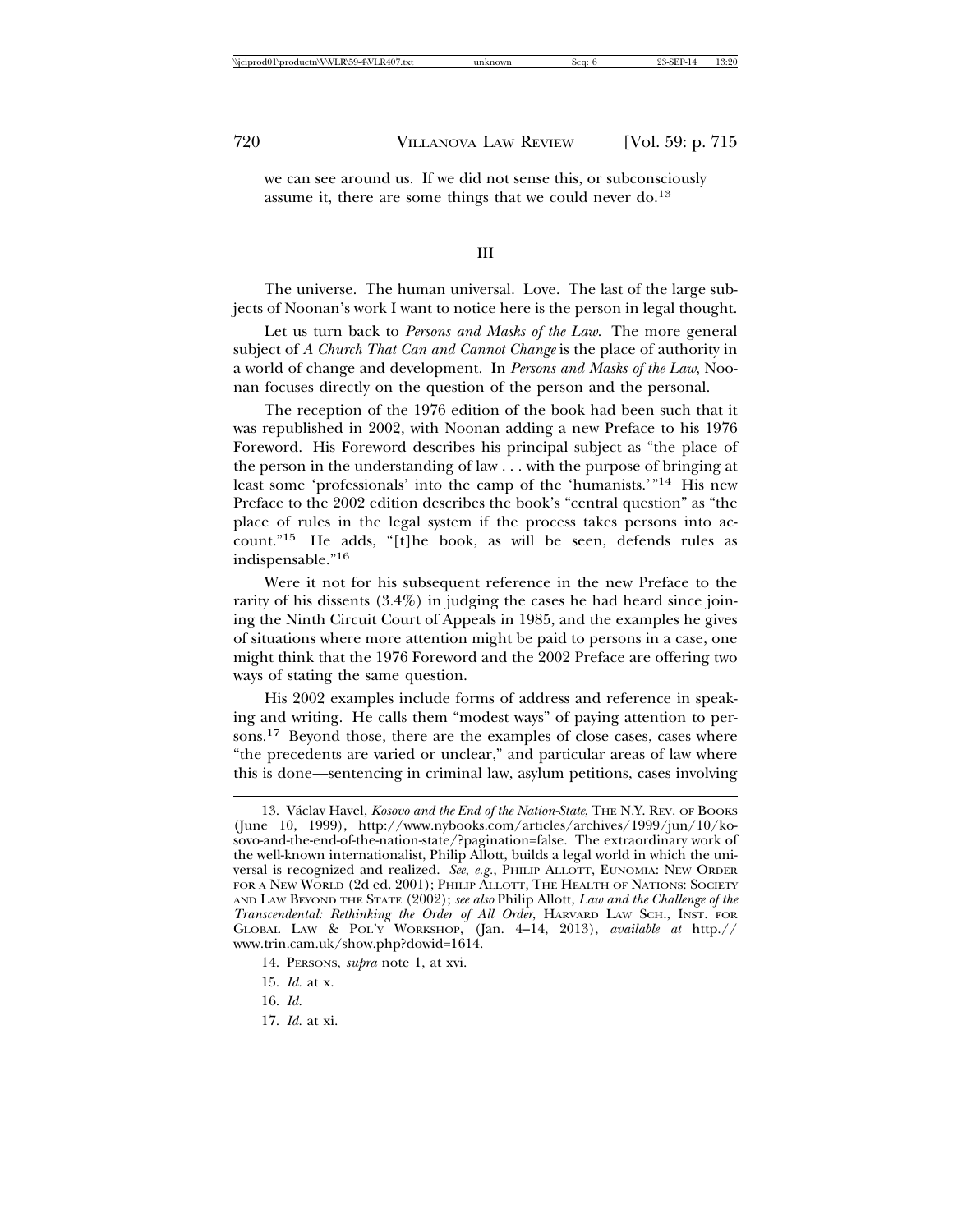we can see around us. If we did not sense this, or subconsciously assume it, there are some things that we could never do.[13]

### III

The universe. The human universal. Love. The last of the large subjects of Noonan's work I want to notice here is the person in legal thought.

Let us turn back to *Persons and Masks of the Law*. The more general subject of *A Church That Can and Cannot Change* is the place of authority in a world of change and development. In *Persons and Masks of the Law*, Noonan focuses directly on the question of the person and the personal.

The reception of the 1976 edition of the book had been such that it was republished in 2002, with Noonan adding a new Preface to his 1976 Foreword. His Foreword describes his principal subject as "the place of the person in the understanding of law . . . with the purpose of bringing at least some 'professionals' into the camp of the 'humanists.'"[14] His new Preface to the 2002 edition describes the book's "central question" as "the place of rules in the legal system if the process takes persons into account."[15] He adds, "[t]he book, as will be seen, defends rules as indispensable."[16]

Were it not for his subsequent reference in the new Preface to the rarity of his dissents (3.4%) in judging the cases he had heard since joining the Ninth Circuit Court of Appeals in 1985, and the examples he gives of situations where more attention might be paid to persons in a case, one might think that the 1976 Foreword and the 2002 Preface are offering two ways of stating the same question.

His 2002 examples include forms of address and reference in speaking and writing. He calls them "modest ways" of paying attention to persons.[17] Beyond those, there are the examples of close cases, cases where "the precedents are varied or unclear," and particular areas of law where this is done—sentencing in criminal law, asylum petitions, cases involving

---

13. Václav Havel, *Kosovo and the End of the Nation-State*, THE N.Y. REV. OF BOOKS (June 10, 1999), http://www.nybooks.com/articles/archives/1999/jun/10/kosovo-and-the-end-of-the-nation-state/?pagination=false. The extraordinary work of the well-known internationalist, Philip Allott, builds a legal world in which the universal is recognized and realized. *See, e.g.*, PHILIP ALLOTT, EUNOMIA: NEW ORDER FOR A NEW WORLD (2d ed. 2001); PHILIP ALLOTT, THE HEALTH OF NATIONS: SOCIETY AND LAW BEYOND THE STATE (2002); *see also* Philip Allott, *Law and the Challenge of the Transcendental: Rethinking the Order of All Order*, HARVARD LAW SCH., INST. FOR GLOBAL LAW & POL'Y WORKSHOP, (Jan. 4–14, 2013), *available at* http://www.trin.cam.uk/show.php?dowid=1614.

14. PERSONS, *supra* note 1, at xvi.

15. *Id.* at x.

16. *Id.*

17. *Id.* at xi.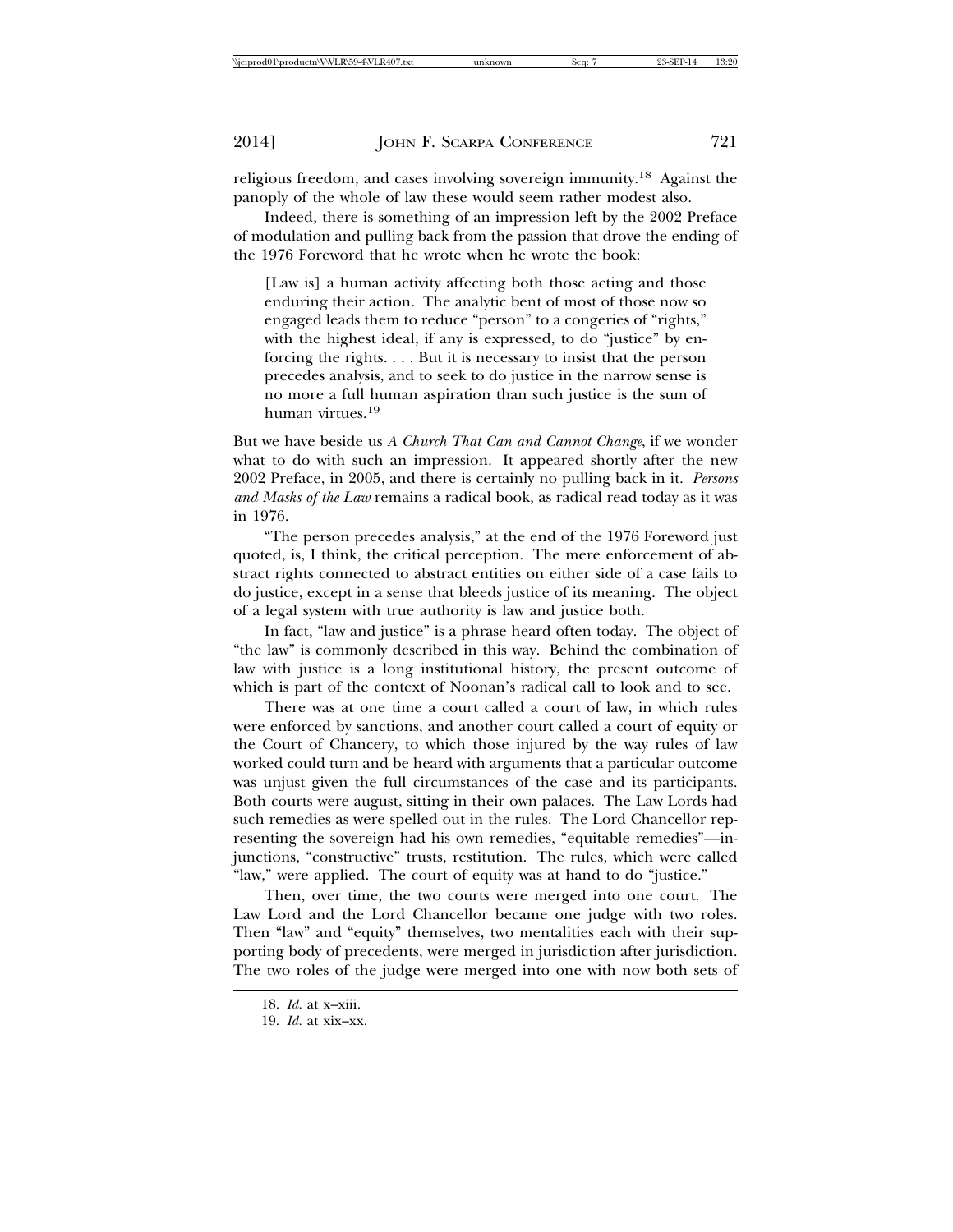religious freedom, and cases involving sovereign immunity.[18] Against the panoply of the whole of law these would seem rather modest also.

Indeed, there is something of an impression left by the 2002 Preface of modulation and pulling back from the passion that drove the ending of the 1976 Foreword that he wrote when he wrote the book:

> [Law is] a human activity affecting both those acting and those enduring their action. The analytic bent of most of those now so engaged leads them to reduce "person" to a congeries of "rights," with the highest ideal, if any is expressed, to do "justice" by enforcing the rights. . . . But it is necessary to insist that the person precedes analysis, and to seek to do justice in the narrow sense is no more a full human aspiration than such justice is the sum of human virtues.[19]

But we have beside us *A Church That Can and Cannot Change*, if we wonder what to do with such an impression. It appeared shortly after the new 2002 Preface, in 2005, and there is certainly no pulling back in it. *Persons and Masks of the Law* remains a radical book, as radical read today as it was in 1976.

"The person precedes analysis," at the end of the 1976 Foreword just quoted, is, I think, the critical perception. The mere enforcement of abstract rights connected to abstract entities on either side of a case fails to do justice, except in a sense that bleeds justice of its meaning. The object of a legal system with true authority is law and justice both.

In fact, "law and justice" is a phrase heard often today. The object of "the law" is commonly described in this way. Behind the combination of law with justice is a long institutional history, the present outcome of which is part of the context of Noonan's radical call to look and to see.

There was at one time a court called a court of law, in which rules were enforced by sanctions, and another court called a court of equity or the Court of Chancery, to which those injured by the way rules of law worked could turn and be heard with arguments that a particular outcome was unjust given the full circumstances of the case and its participants. Both courts were august, sitting in their own palaces. The Law Lords had such remedies as were spelled out in the rules. The Lord Chancellor representing the sovereign had his own remedies, "equitable remedies"—injunctions, "constructive" trusts, restitution. The rules, which were called "law," were applied. The court of equity was at hand to do "justice."

Then, over time, the two courts were merged into one court. The Law Lord and the Lord Chancellor became one judge with two roles. Then "law" and "equity" themselves, two mentalities each with their supporting body of precedents, were merged in jurisdiction after jurisdiction. The two roles of the judge were merged into one with now both sets of

18. *Id.* at x–xiii.

19. *Id.* at xix–xx.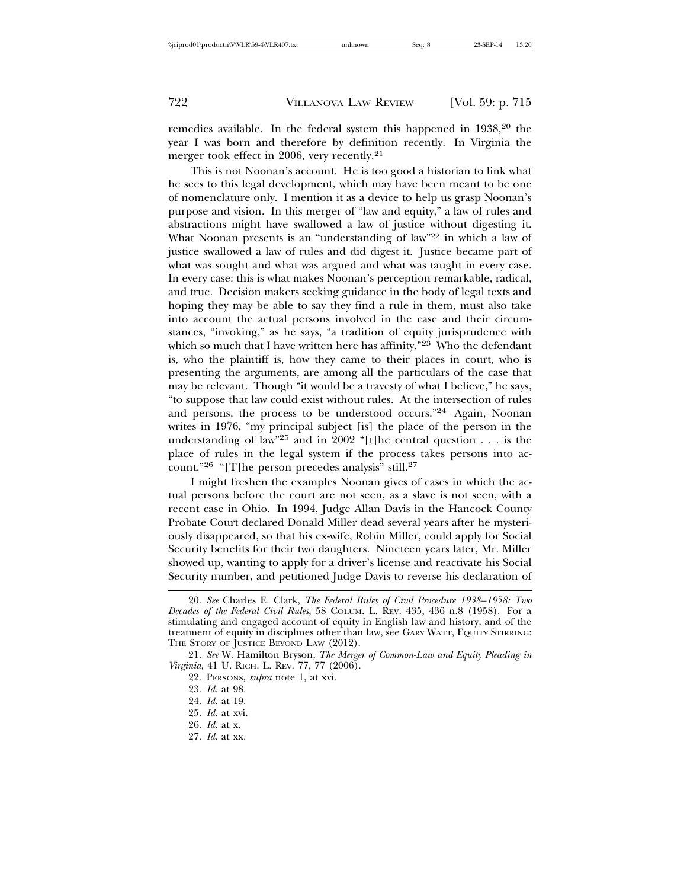remedies available. In the federal system this happened in 1938,[20] the year I was born and therefore by definition recently. In Virginia the merger took effect in 2006, very recently.[21]

This is not Noonan's account. He is too good a historian to link what he sees to this legal development, which may have been meant to be one of nomenclature only. I mention it as a device to help us grasp Noonan's purpose and vision. In this merger of "law and equity," a law of rules and abstractions might have swallowed a law of justice without digesting it. What Noonan presents is an "understanding of law"[22] in which a law of justice swallowed a law of rules and did digest it. Justice became part of what was sought and what was argued and what was taught in every case. In every case: this is what makes Noonan's perception remarkable, radical, and true. Decision makers seeking guidance in the body of legal texts and hoping they may be able to say they find a rule in them, must also take into account the actual persons involved in the case and their circumstances, "invoking," as he says, "a tradition of equity jurisprudence with which so much that I have written here has affinity."[23] Who the defendant is, who the plaintiff is, how they came to their places in court, who is presenting the arguments, are among all the particulars of the case that may be relevant. Though "it would be a travesty of what I believe," he says, "to suppose that law could exist without rules. At the intersection of rules and persons, the process to be understood occurs."[24] Again, Noonan writes in 1976, "my principal subject [is] the place of the person in the understanding of law"[25] and in 2002 "[t]he central question . . . is the place of rules in the legal system if the process takes persons into account."[26] "[T]he person precedes analysis" still.[27]

I might freshen the examples Noonan gives of cases in which the actual persons before the court are not seen, as a slave is not seen, with a recent case in Ohio. In 1994, Judge Allan Davis in the Hancock County Probate Court declared Donald Miller dead several years after he mysteriously disappeared, so that his ex-wife, Robin Miller, could apply for Social Security benefits for their two daughters. Nineteen years later, Mr. Miller showed up, wanting to apply for a driver's license and reactivate his Social Security number, and petitioned Judge Davis to reverse his declaration of

---

20. *See* Charles E. Clark, *The Federal Rules of Civil Procedure 1938–1958: Two Decades of the Federal Civil Rules*, 58 COLUM. L. REV. 435, 436 n.8 (1958). For a stimulating and engaged account of equity in English law and history, and of the treatment of equity in disciplines other than law, see GARY WATT, EQUITY STIRRING: THE STORY OF JUSTICE BEYOND LAW (2012).

21. *See* W. Hamilton Bryson, *The Merger of Common-Law and Equity Pleading in Virginia*, 41 U. RICH. L. REV. 77, 77 (2006).

22. PERSONS, *supra* note 1, at xvi.

23. *Id.* at 98.

24. *Id.* at 19.

25. *Id.* at xvi.

26. *Id.* at x.

27. *Id.* at xx.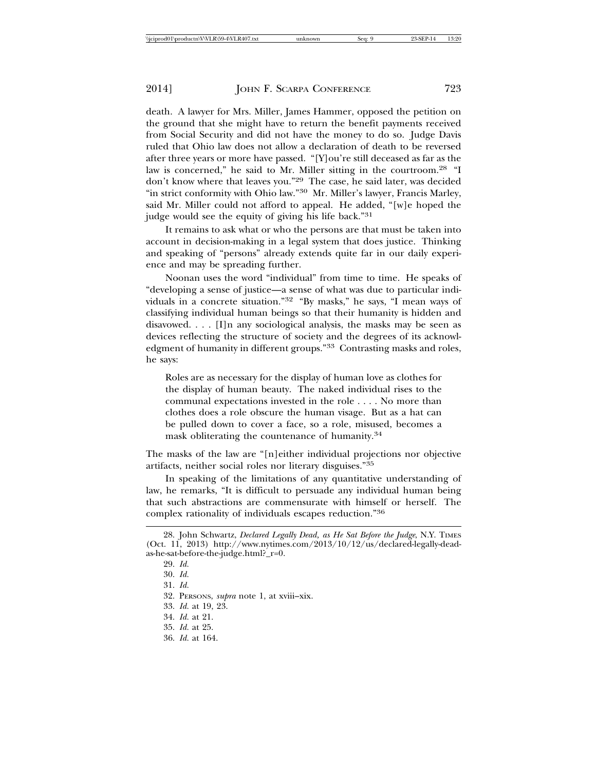death. A lawyer for Mrs. Miller, James Hammer, opposed the petition on the ground that she might have to return the benefit payments received from Social Security and did not have the money to do so. Judge Davis ruled that Ohio law does not allow a declaration of death to be reversed after three years or more have passed. "[Y]ou're still deceased as far as the law is concerned," he said to Mr. Miller sitting in the courtroom.[28] "I don't know where that leaves you."[29] The case, he said later, was decided "in strict conformity with Ohio law."[30] Mr. Miller's lawyer, Francis Marley, said Mr. Miller could not afford to appeal. He added, "[w]e hoped the judge would see the equity of giving his life back."[31]

It remains to ask what or who the persons are that must be taken into account in decision-making in a legal system that does justice. Thinking and speaking of "persons" already extends quite far in our daily experience and may be spreading further.

Noonan uses the word "individual" from time to time. He speaks of "developing a sense of justice—a sense of what was due to particular individuals in a concrete situation."[32] "By masks," he says, "I mean ways of classifying individual human beings so that their humanity is hidden and disavowed. . . . [I]n any sociological analysis, the masks may be seen as devices reflecting the structure of society and the degrees of its acknowledgment of humanity in different groups."[33] Contrasting masks and roles, he says:

> Roles are as necessary for the display of human love as clothes for the display of human beauty. The naked individual rises to the communal expectations invested in the role . . . . No more than clothes does a role obscure the human visage. But as a hat can be pulled down to cover a face, so a role, misused, becomes a mask obliterating the countenance of humanity.[34]

The masks of the law are "[n]either individual projections nor objective artifacts, neither social roles nor literary disguises."[35]

In speaking of the limitations of any quantitative understanding of law, he remarks, "It is difficult to persuade any individual human being that such abstractions are commensurate with himself or herself. The complex rationality of individuals escapes reduction."[36]

---

28. John Schwartz, *Declared Legally Dead, as He Sat Before the Judge*, N.Y. Times (Oct. 11, 2013) http://www.nytimes.com/2013/10/12/us/declared-legally-dead-as-he-sat-before-the-judge.html?_r=0.

29. *Id.*

30. *Id.*

31. *Id.*

32. Persons, *supra* note 1, at xviii–xix.

33. *Id.* at 19, 23.

34. *Id.* at 21.

35. *Id.* at 25.

36. *Id.* at 164.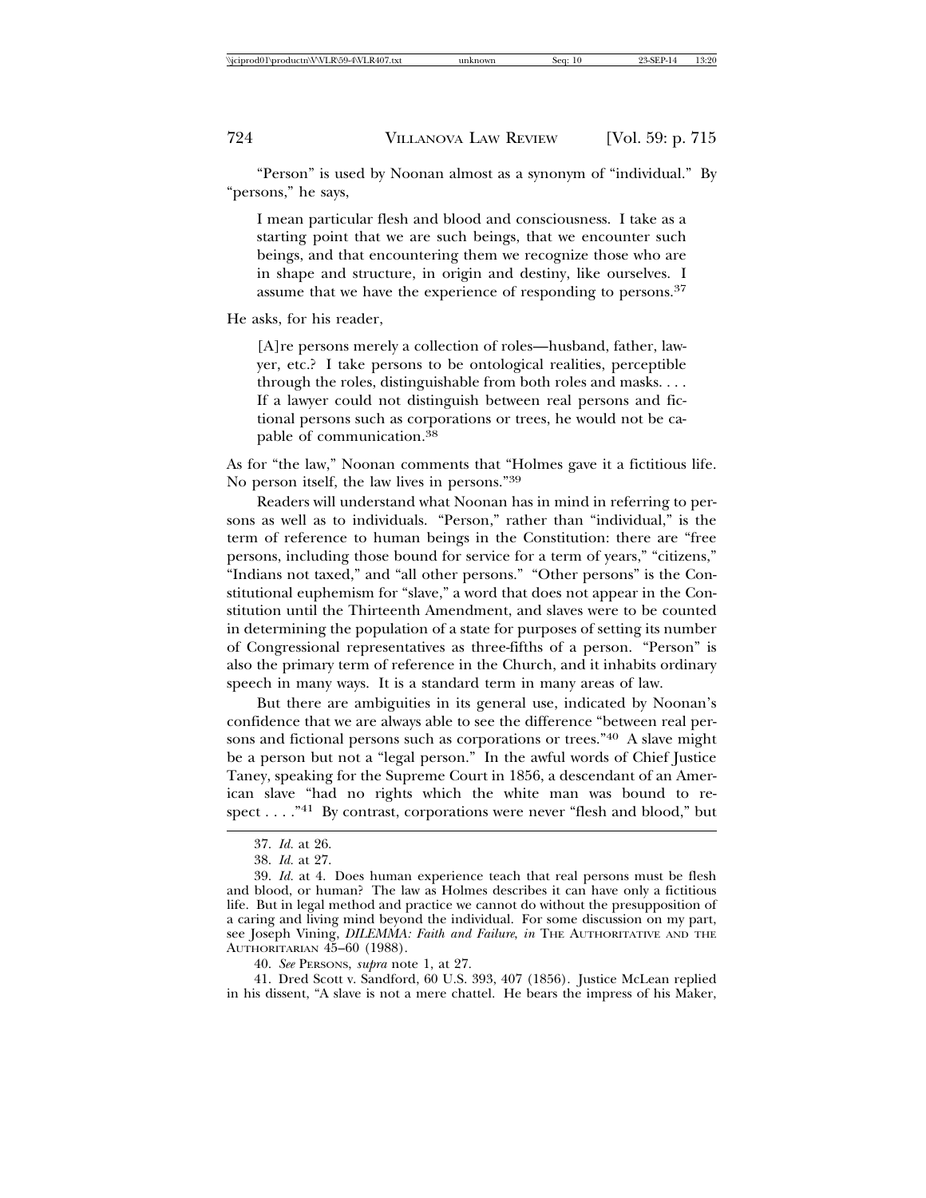"Person" is used by Noonan almost as a synonym of "individual." By "persons," he says,

> I mean particular flesh and blood and consciousness. I take as a starting point that we are such beings, that we encounter such beings, and that encountering them we recognize those who are in shape and structure, in origin and destiny, like ourselves. I assume that we have the experience of responding to persons.[37]

He asks, for his reader,

> [A]re persons merely a collection of roles—husband, father, lawyer, etc.? I take persons to be ontological realities, perceptible through the roles, distinguishable from both roles and masks. . . . If a lawyer could not distinguish between real persons and fictional persons such as corporations or trees, he would not be capable of communication.[38]

As for "the law," Noonan comments that "Holmes gave it a fictitious life. No person itself, the law lives in persons."[39]

Readers will understand what Noonan has in mind in referring to persons as well as to individuals. "Person," rather than "individual," is the term of reference to human beings in the Constitution: there are "free persons, including those bound for service for a term of years," "citizens," "Indians not taxed," and "all other persons." "Other persons" is the Constitutional euphemism for "slave," a word that does not appear in the Constitution until the Thirteenth Amendment, and slaves were to be counted in determining the population of a state for purposes of setting its number of Congressional representatives as three-fifths of a person. "Person" is also the primary term of reference in the Church, and it inhabits ordinary speech in many ways. It is a standard term in many areas of law.

But there are ambiguities in its general use, indicated by Noonan's confidence that we are always able to see the difference "between real persons and fictional persons such as corporations or trees."[40] A slave might be a person but not a "legal person." In the awful words of Chief Justice Taney, speaking for the Supreme Court in 1856, a descendant of an American slave "had no rights which the white man was bound to respect . . . ."[41] By contrast, corporations were never "flesh and blood," but

---

37. *Id.* at 26.

38. *Id.* at 27.

39. *Id.* at 4. Does human experience teach that real persons must be flesh and blood, or human? The law as Holmes describes it can have only a fictitious life. But in legal method and practice we cannot do without the presupposition of a caring and living mind beyond the individual. For some discussion on my part, see Joseph Vining, *DILEMMA: Faith and Failure*, *in* THE AUTHORITATIVE AND THE AUTHORITARIAN 45–60 (1988).

40. *See* PERSONS, *supra* note 1, at 27.

41. Dred Scott v. Sandford, 60 U.S. 393, 407 (1856). Justice McLean replied in his dissent, "A slave is not a mere chattel. He bears the impress of his Maker,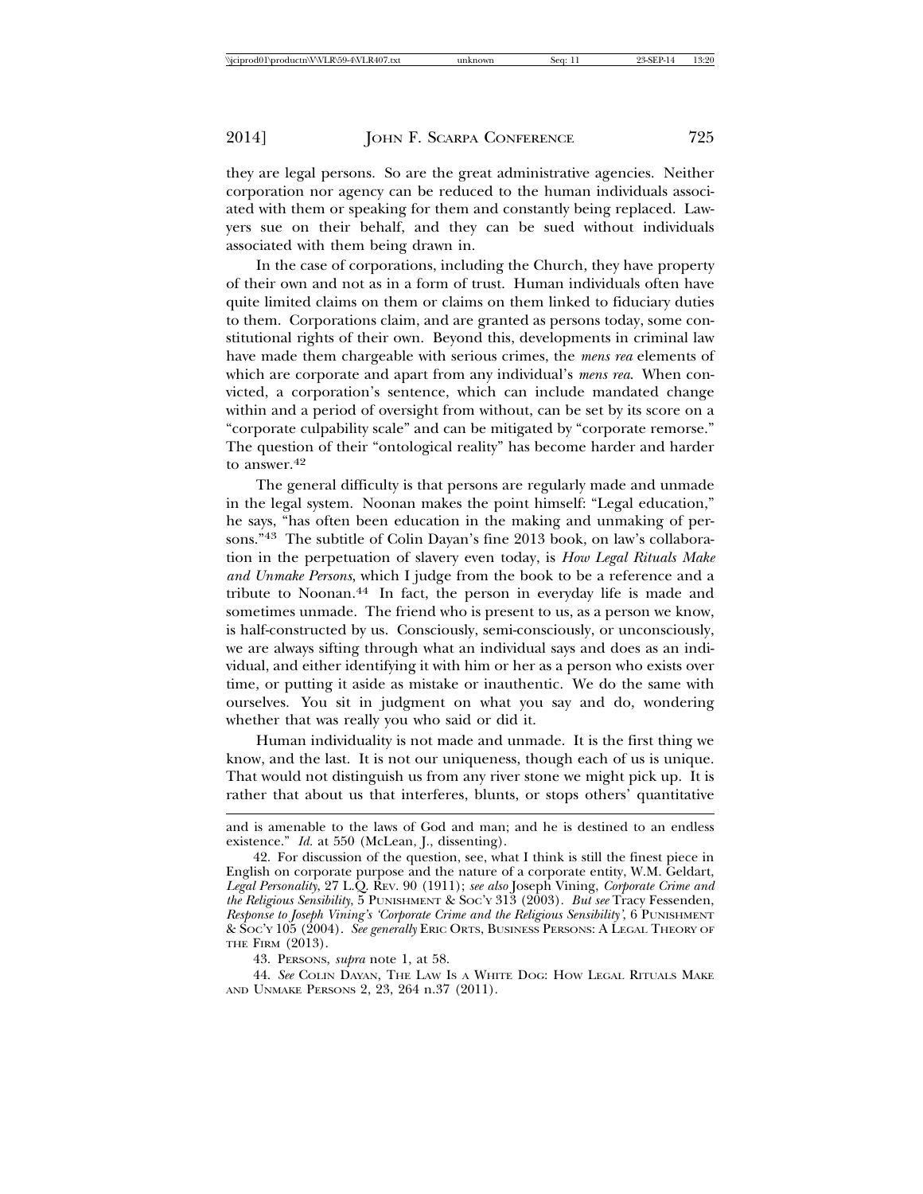they are legal persons. So are the great administrative agencies. Neither corporation nor agency can be reduced to the human individuals associated with them or speaking for them and constantly being replaced. Lawyers sue on their behalf, and they can be sued without individuals associated with them being drawn in.

In the case of corporations, including the Church, they have property of their own and not as in a form of trust. Human individuals often have quite limited claims on them or claims on them linked to fiduciary duties to them. Corporations claim, and are granted as persons today, some constitutional rights of their own. Beyond this, developments in criminal law have made them chargeable with serious crimes, the *mens rea* elements of which are corporate and apart from any individual's *mens rea*. When convicted, a corporation's sentence, which can include mandated change within and a period of oversight from without, can be set by its score on a "corporate culpability scale" and can be mitigated by "corporate remorse." The question of their "ontological reality" has become harder and harder to answer.[42]

The general difficulty is that persons are regularly made and unmade in the legal system. Noonan makes the point himself: "Legal education," he says, "has often been education in the making and unmaking of persons."[43] The subtitle of Colin Dayan's fine 2013 book, on law's collaboration in the perpetuation of slavery even today, is *How Legal Rituals Make and Unmake Persons*, which I judge from the book to be a reference and a tribute to Noonan.[44] In fact, the person in everyday life is made and sometimes unmade. The friend who is present to us, as a person we know, is half-constructed by us. Consciously, semi-consciously, or unconsciously, we are always sifting through what an individual says and does as an individual, and either identifying it with him or her as a person who exists over time, or putting it aside as mistake or inauthentic. We do the same with ourselves. You sit in judgment on what you say and do, wondering whether that was really you who said or did it.

Human individuality is not made and unmade. It is the first thing we know, and the last. It is not our uniqueness, though each of us is unique. That would not distinguish us from any river stone we might pick up. It is rather that about us that interferes, blunts, or stops others' quantitative

---

and is amenable to the laws of God and man; and he is destined to an endless existence." *Id.* at 550 (McLean, J., dissenting).

42. For discussion of the question, see, what I think is still the finest piece in English on corporate purpose and the nature of a corporate entity, W.M. Geldart, *Legal Personality*, 27 L.Q. REV. 90 (1911); *see also* Joseph Vining, *Corporate Crime and the Religious Sensibility*, 5 PUNISHMENT & SOC'Y 313 (2003). *But see* Tracy Fessenden, *Response to Joseph Vining's 'Corporate Crime and the Religious Sensibility'*, 6 PUNISHMENT & SOC'Y 105 (2004). *See generally* ERIC ORTS, BUSINESS PERSONS: A LEGAL THEORY OF THE FIRM (2013).

43. PERSONS, *supra* note 1, at 58.

44. *See* COLIN DAYAN, THE LAW IS A WHITE DOG: HOW LEGAL RITUALS MAKE AND UNMAKE PERSONS 2, 23, 264 n.37 (2011).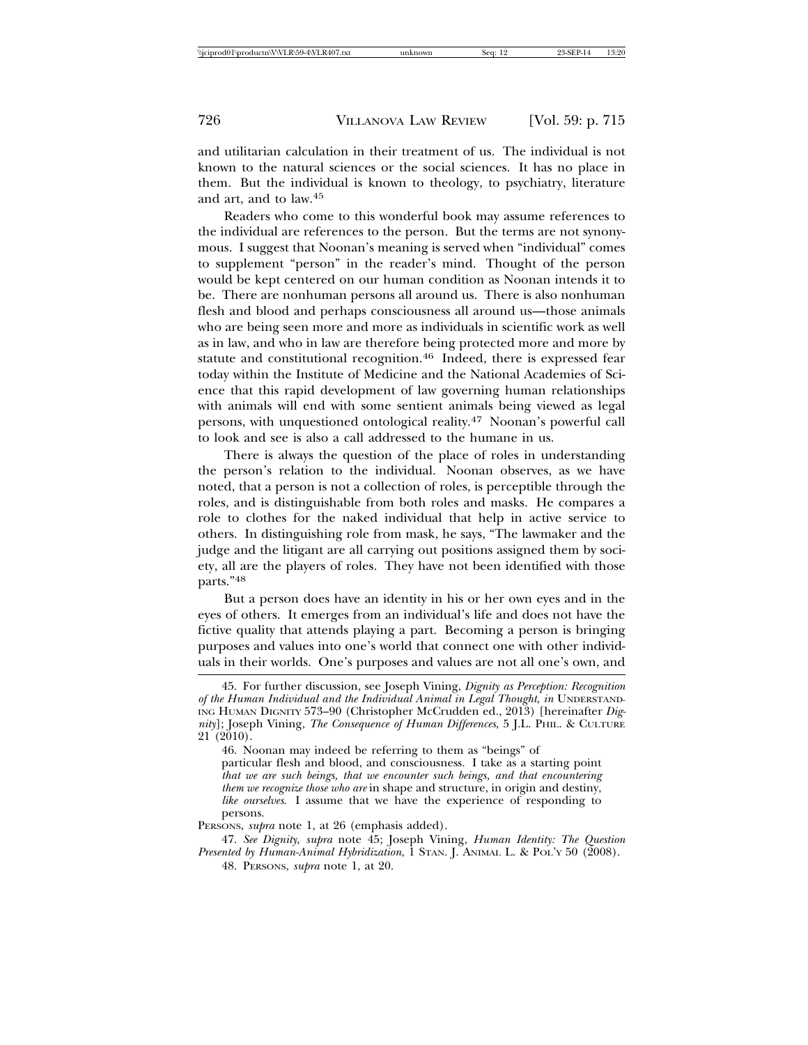and utilitarian calculation in their treatment of us. The individual is not known to the natural sciences or the social sciences. It has no place in them. But the individual is known to theology, to psychiatry, literature and art, and to law.[45]

Readers who come to this wonderful book may assume references to the individual are references to the person. But the terms are not synonymous. I suggest that Noonan's meaning is served when "individual" comes to supplement "person" in the reader's mind. Thought of the person would be kept centered on our human condition as Noonan intends it to be. There are nonhuman persons all around us. There is also nonhuman flesh and blood and perhaps consciousness all around us—those animals who are being seen more and more as individuals in scientific work as well as in law, and who in law are therefore being protected more and more by statute and constitutional recognition.[46] Indeed, there is expressed fear today within the Institute of Medicine and the National Academies of Science that this rapid development of law governing human relationships with animals will end with some sentient animals being viewed as legal persons, with unquestioned ontological reality.[47] Noonan's powerful call to look and see is also a call addressed to the humane in us.

There is always the question of the place of roles in understanding the person's relation to the individual. Noonan observes, as we have noted, that a person is not a collection of roles, is perceptible through the roles, and is distinguishable from both roles and masks. He compares a role to clothes for the naked individual that help in active service to others. In distinguishing role from mask, he says, "The lawmaker and the judge and the litigant are all carrying out positions assigned them by society, all are the players of roles. They have not been identified with those parts."[48]

But a person does have an identity in his or her own eyes and in the eyes of others. It emerges from an individual's life and does not have the fictive quality that attends playing a part. Becoming a person is bringing purposes and values into one's world that connect one with other individuals in their worlds. One's purposes and values are not all one's own, and

---

45. For further discussion, see Joseph Vining, *Dignity as Perception: Recognition of the Human Individual and the Individual Animal in Legal Thought*, *in* UNDERSTANDING HUMAN DIGNITY 573–90 (Christopher McCrudden ed., 2013) [hereinafter *Dignity*]; Joseph Vining, *The Consequence of Human Differences*, 5 J.L. PHIL. & CULTURE 21 (2010).

46. Noonan may indeed be referring to them as "beings" of

> particular flesh and blood, and consciousness. I take as a starting point *that we are such beings, that we encounter such beings, and that encountering them we recognize those who are* in shape and structure, in origin and destiny, *like ourselves*. I assume that we have the experience of responding to persons.

PERSONS, *supra* note 1, at 26 (emphasis added).

47. *See Dignity*, *supra* note 45; Joseph Vining, *Human Identity: The Question Presented by Human-Animal Hybridization*, 1 STAN. J. ANIMAL L. & POL'Y 50 (2008).

48. PERSONS, *supra* note 1, at 20.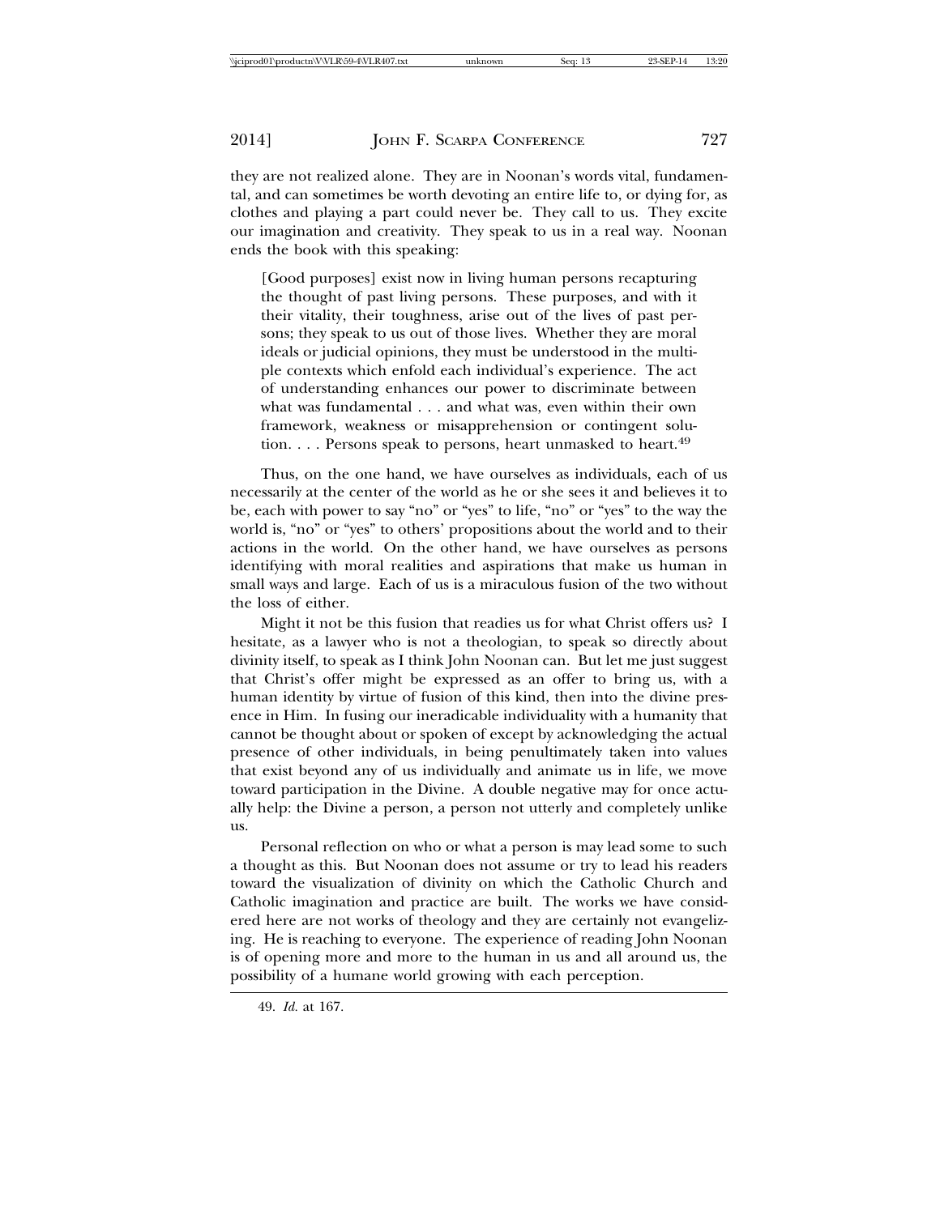they are not realized alone. They are in Noonan's words vital, fundamental, and can sometimes be worth devoting an entire life to, or dying for, as clothes and playing a part could never be. They call to us. They excite our imagination and creativity. They speak to us in a real way. Noonan ends the book with this speaking:

> [Good purposes] exist now in living human persons recapturing the thought of past living persons. These purposes, and with it their vitality, their toughness, arise out of the lives of past persons; they speak to us out of those lives. Whether they are moral ideals or judicial opinions, they must be understood in the multiple contexts which enfold each individual's experience. The act of understanding enhances our power to discriminate between what was fundamental . . . and what was, even within their own framework, weakness or misapprehension or contingent solution. . . . Persons speak to persons, heart unmasked to heart.[49]

Thus, on the one hand, we have ourselves as individuals, each of us necessarily at the center of the world as he or she sees it and believes it to be, each with power to say "no" or "yes" to life, "no" or "yes" to the way the world is, "no" or "yes" to others' propositions about the world and to their actions in the world. On the other hand, we have ourselves as persons identifying with moral realities and aspirations that make us human in small ways and large. Each of us is a miraculous fusion of the two without the loss of either.

Might it not be this fusion that readies us for what Christ offers us? I hesitate, as a lawyer who is not a theologian, to speak so directly about divinity itself, to speak as I think John Noonan can. But let me just suggest that Christ's offer might be expressed as an offer to bring us, with a human identity by virtue of fusion of this kind, then into the divine presence in Him. In fusing our ineradicable individuality with a humanity that cannot be thought about or spoken of except by acknowledging the actual presence of other individuals, in being penultimately taken into values that exist beyond any of us individually and animate us in life, we move toward participation in the Divine. A double negative may for once actually help: the Divine a person, a person not utterly and completely unlike us.

Personal reflection on who or what a person is may lead some to such a thought as this. But Noonan does not assume or try to lead his readers toward the visualization of divinity on which the Catholic Church and Catholic imagination and practice are built. The works we have considered here are not works of theology and they are certainly not evangelizing. He is reaching to everyone. The experience of reading John Noonan is of opening more and more to the human in us and all around us, the possibility of a humane world growing with each perception.

49. *Id.* at 167.